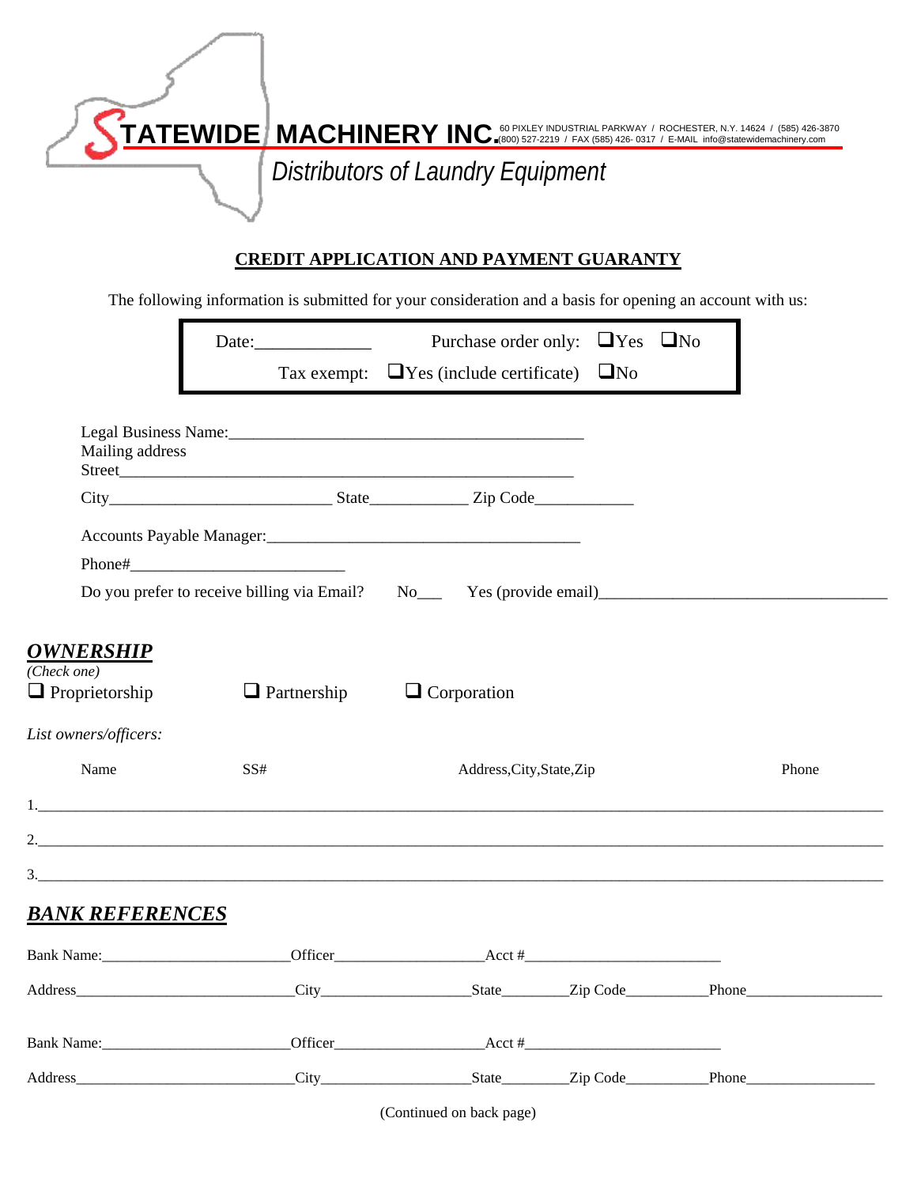# STATEWIDE MACHINERY INC.

60 PIXLEY INDUSTRIAL PARKWAY / ROCHESTER, N.Y. 14624 / (585) 426-3870
(800) 527-2219 / FAX (585) 426- 0317 / E-MAIL info@statewidemachinery.com

*Distributors of Laundry Equipment*

## CREDIT APPLICATION AND PAYMENT GUARANTY

The following information is submitted for your consideration and a basis for opening an account with us:

Date:____________ Purchase order only: ❑Yes ❑No

Tax exempt: ❑Yes (include certificate) ❑No

Legal Business Name:___________________________________________

Mailing address

Street_______________________________________________________

City__________________________ State___________ Zip Code___________

Accounts Payable Manager:______________________________________

Phone#_________________________

Do you prefer to receive billing via Email? No___ Yes (provide email)__________________________________

## *OWNERSHIP*

*(Check one)*

❑ Proprietorship ❑ Partnership ❑ Corporation

*List owners/officers:*

| Name | SS# | Address,City,State,Zip | Phone |
|---|---|---|---|
| 1. | | | |
| 2. | | | |
| 3. | | | |

## *BANK REFERENCES*

Bank Name:_______________________Officer__________________Acct #________________________

Address___________________________City__________________State________Zip Code__________Phone_________________

Bank Name:_______________________Officer__________________Acct #________________________

Address___________________________City__________________State________Zip Code__________Phone_________________

(Continued on back page)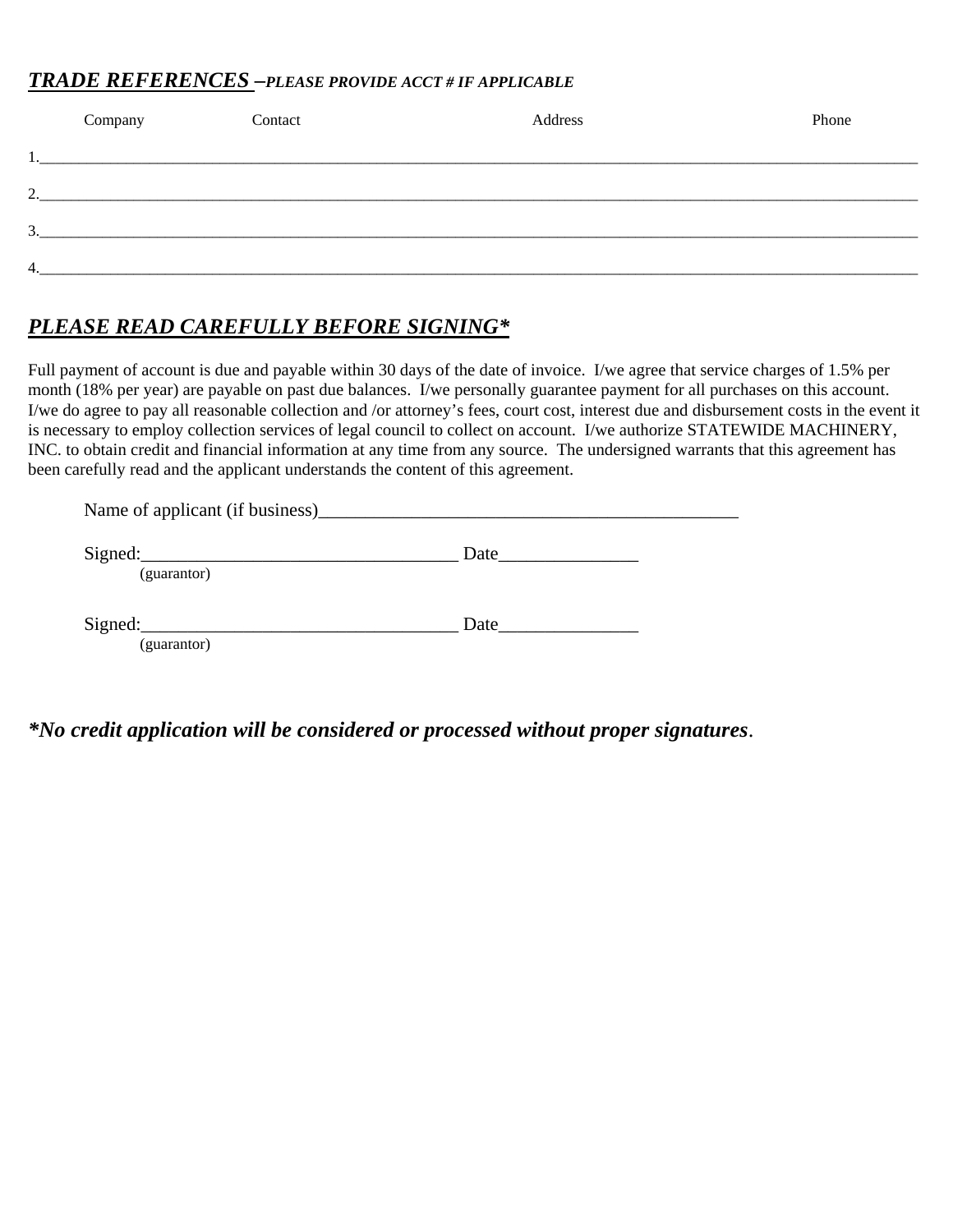## ***TRADE REFERENCES** –PLEASE PROVIDE ACCT # IF APPLICABLE*

| Company | Contact | Address | Phone |
|---|---|---|---|
| 1. | | | |
| 2. | | | |
| 3. | | | |
| 4. | | | |

## ***PLEASE READ CAREFULLY BEFORE SIGNING****

Full payment of account is due and payable within 30 days of the date of invoice. I/we agree that service charges of 1.5% per month (18% per year) are payable on past due balances. I/we personally guarantee payment for all purchases on this account. I/we do agree to pay all reasonable collection and /or attorney's fees, court cost, interest due and disbursement costs in the event it is necessary to employ collection services of legal council to collect on account. I/we authorize STATEWIDE MACHINERY, INC. to obtain credit and financial information at any time from any source. The undersigned warrants that this agreement has been carefully read and the applicant understands the content of this agreement.

Name of applicant (if business)_______________________________________________

Signed:__________________________________ Date_______________
(guarantor)

Signed:__________________________________ Date_______________
(guarantor)

***No credit application will be considered or processed without proper signatures**.